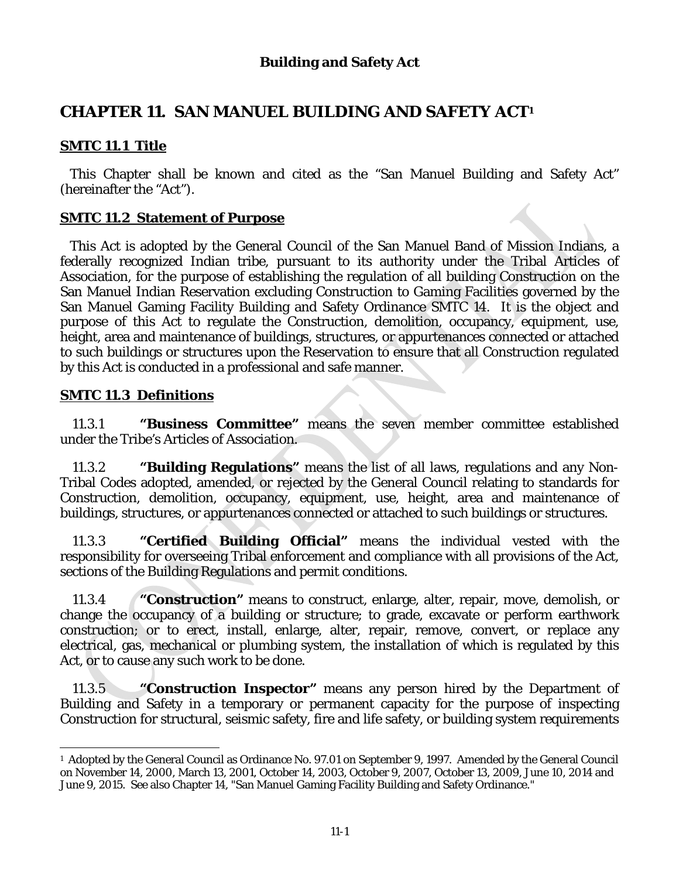# CHAPTER 11. SAN MANUEL BUILDING AND SAFETY ACT[1]

## SMTC 11.1 Title

This Chapter shall be known and cited as the "San Manuel Building and Safety Act" (hereinafter the "Act").

## SMTC 11.2 Statement of Purpose

This Act is adopted by the General Council of the San Manuel Band of Mission Indians, a federally recognized Indian tribe, pursuant to its authority under the Tribal Articles of Association, for the purpose of establishing the regulation of all building Construction on the San Manuel Indian Reservation excluding Construction to Gaming Facilities governed by the San Manuel Gaming Facility Building and Safety Ordinance SMTC 14. It is the object and purpose of this Act to regulate the Construction, demolition, occupancy, equipment, use, height, area and maintenance of buildings, structures, or appurtenances connected or attached to such buildings or structures upon the Reservation to ensure that all Construction regulated by this Act is conducted in a professional and safe manner.

## SMTC 11.3 Definitions

11.3.1 **"Business Committee"** means the seven member committee established under the Tribe's Articles of Association.

11.3.2 **"Building Regulations"** means the list of all laws, regulations and any Non-Tribal Codes adopted, amended, or rejected by the General Council relating to standards for Construction, demolition, occupancy, equipment, use, height, area and maintenance of buildings, structures, or appurtenances connected or attached to such buildings or structures.

11.3.3 **"Certified Building Official"** means the individual vested with the responsibility for overseeing Tribal enforcement and compliance with all provisions of the Act, sections of the Building Regulations and permit conditions.

11.3.4 **"Construction"** means to construct, enlarge, alter, repair, move, demolish, or change the occupancy of a building or structure; to grade, excavate or perform earthwork construction; or to erect, install, enlarge, alter, repair, remove, convert, or replace any electrical, gas, mechanical or plumbing system, the installation of which is regulated by this Act, or to cause any such work to be done.

11.3.5 **"Construction Inspector"** means any person hired by the Department of Building and Safety in a temporary or permanent capacity for the purpose of inspecting Construction for structural, seismic safety, fire and life safety, or building system requirements

[1] Adopted by the General Council as Ordinance No. 97.01 on September 9, 1997. Amended by the General Council on November 14, 2000, March 13, 2001, October 14, 2003, October 9, 2007, October 13, 2009, June 10, 2014 and June 9, 2015. See also Chapter 14, "San Manuel Gaming Facility Building and Safety Ordinance."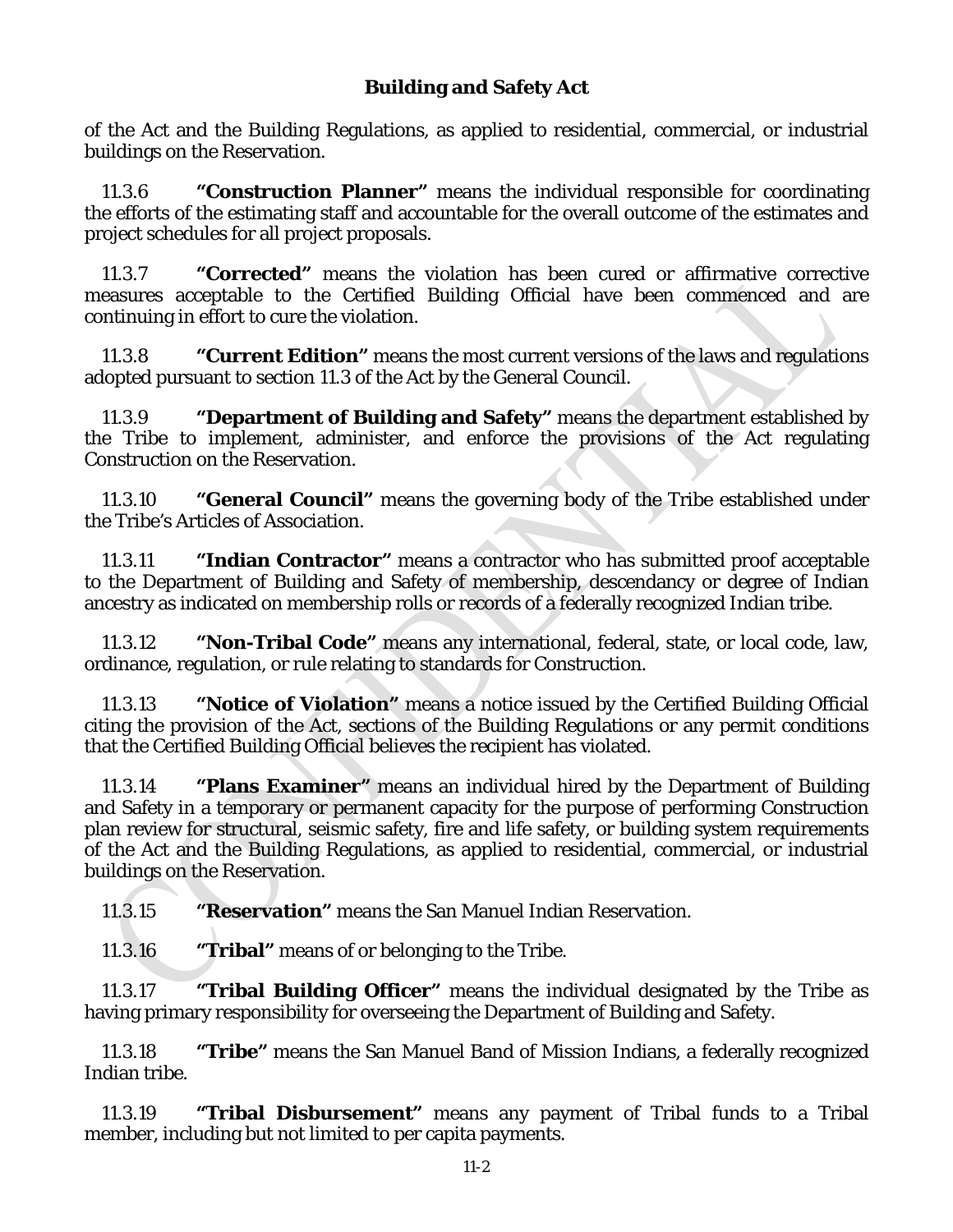of the Act and the Building Regulations, as applied to residential, commercial, or industrial buildings on the Reservation.

11.3.6 **"Construction Planner"** means the individual responsible for coordinating the efforts of the estimating staff and accountable for the overall outcome of the estimates and project schedules for all project proposals.

11.3.7 **"Corrected"** means the violation has been cured or affirmative corrective measures acceptable to the Certified Building Official have been commenced and are continuing in effort to cure the violation.

11.3.8 **"Current Edition"** means the most current versions of the laws and regulations adopted pursuant to section 11.3 of the Act by the General Council.

11.3.9 **"Department of Building and Safety"** means the department established by the Tribe to implement, administer, and enforce the provisions of the Act regulating Construction on the Reservation.

11.3.10 **"General Council"** means the governing body of the Tribe established under the Tribe's Articles of Association.

11.3.11 **"Indian Contractor"** means a contractor who has submitted proof acceptable to the Department of Building and Safety of membership, descendancy or degree of Indian ancestry as indicated on membership rolls or records of a federally recognized Indian tribe.

11.3.12 **"Non-Tribal Code"** means any international, federal, state, or local code, law, ordinance, regulation, or rule relating to standards for Construction.

11.3.13 **"Notice of Violation"** means a notice issued by the Certified Building Official citing the provision of the Act, sections of the Building Regulations or any permit conditions that the Certified Building Official believes the recipient has violated.

11.3.14 **"Plans Examiner"** means an individual hired by the Department of Building and Safety in a temporary or permanent capacity for the purpose of performing Construction plan review for structural, seismic safety, fire and life safety, or building system requirements of the Act and the Building Regulations, as applied to residential, commercial, or industrial buildings on the Reservation.

11.3.15 **"Reservation"** means the San Manuel Indian Reservation.

11.3.16 **"Tribal"** means of or belonging to the Tribe.

11.3.17 **"Tribal Building Officer"** means the individual designated by the Tribe as having primary responsibility for overseeing the Department of Building and Safety.

11.3.18 **"Tribe"** means the San Manuel Band of Mission Indians, a federally recognized Indian tribe.

11.3.19 **"Tribal Disbursement"** means any payment of Tribal funds to a Tribal member, including but not limited to per capita payments.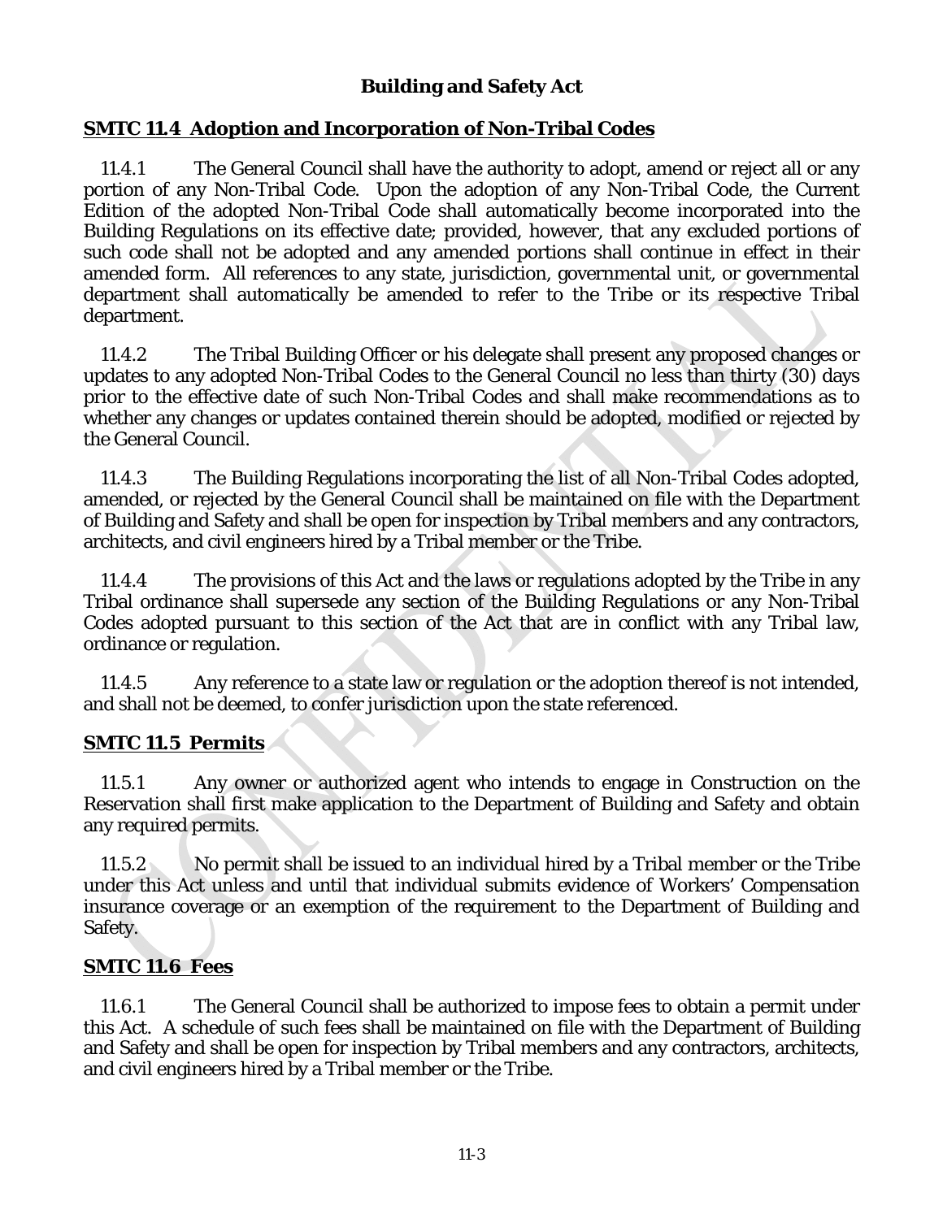**Building and Safety Act**

## SMTC 11.4 Adoption and Incorporation of Non-Tribal Codes

11.4.1 The General Council shall have the authority to adopt, amend or reject all or any portion of any Non-Tribal Code. Upon the adoption of any Non-Tribal Code, the Current Edition of the adopted Non-Tribal Code shall automatically become incorporated into the Building Regulations on its effective date; provided, however, that any excluded portions of such code shall not be adopted and any amended portions shall continue in effect in their amended form. All references to any state, jurisdiction, governmental unit, or governmental department shall automatically be amended to refer to the Tribe or its respective Tribal department.

11.4.2 The Tribal Building Officer or his delegate shall present any proposed changes or updates to any adopted Non-Tribal Codes to the General Council no less than thirty (30) days prior to the effective date of such Non-Tribal Codes and shall make recommendations as to whether any changes or updates contained therein should be adopted, modified or rejected by the General Council.

11.4.3 The Building Regulations incorporating the list of all Non-Tribal Codes adopted, amended, or rejected by the General Council shall be maintained on file with the Department of Building and Safety and shall be open for inspection by Tribal members and any contractors, architects, and civil engineers hired by a Tribal member or the Tribe.

11.4.4 The provisions of this Act and the laws or regulations adopted by the Tribe in any Tribal ordinance shall supersede any section of the Building Regulations or any Non-Tribal Codes adopted pursuant to this section of the Act that are in conflict with any Tribal law, ordinance or regulation.

11.4.5 Any reference to a state law or regulation or the adoption thereof is not intended, and shall not be deemed, to confer jurisdiction upon the state referenced.

## SMTC 11.5 Permits

11.5.1 Any owner or authorized agent who intends to engage in Construction on the Reservation shall first make application to the Department of Building and Safety and obtain any required permits.

11.5.2 No permit shall be issued to an individual hired by a Tribal member or the Tribe under this Act unless and until that individual submits evidence of Workers' Compensation insurance coverage or an exemption of the requirement to the Department of Building and Safety.

## SMTC 11.6 Fees

11.6.1 The General Council shall be authorized to impose fees to obtain a permit under this Act. A schedule of such fees shall be maintained on file with the Department of Building and Safety and shall be open for inspection by Tribal members and any contractors, architects, and civil engineers hired by a Tribal member or the Tribe.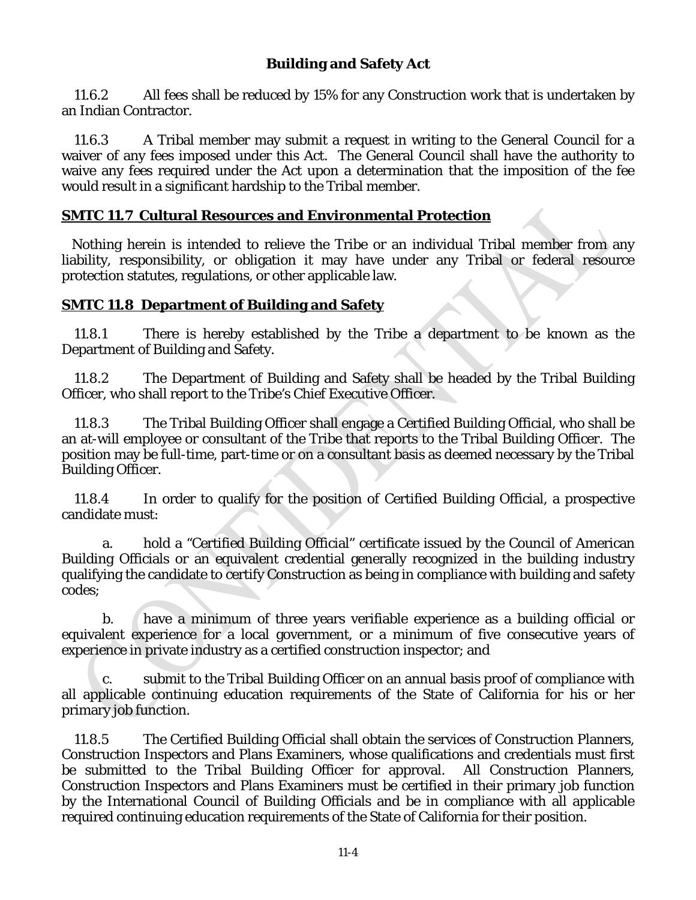11.6.2 All fees shall be reduced by 15% for any Construction work that is undertaken by an Indian Contractor.

11.6.3 A Tribal member may submit a request in writing to the General Council for a waiver of any fees imposed under this Act. The General Council shall have the authority to waive any fees required under the Act upon a determination that the imposition of the fee would result in a significant hardship to the Tribal member.

## SMTC 11.7 Cultural Resources and Environmental Protection

Nothing herein is intended to relieve the Tribe or an individual Tribal member from any liability, responsibility, or obligation it may have under any Tribal or federal resource protection statutes, regulations, or other applicable law.

## SMTC 11.8 Department of Building and Safety

11.8.1 There is hereby established by the Tribe a department to be known as the Department of Building and Safety.

11.8.2 The Department of Building and Safety shall be headed by the Tribal Building Officer, who shall report to the Tribe's Chief Executive Officer.

11.8.3 The Tribal Building Officer shall engage a Certified Building Official, who shall be an at-will employee or consultant of the Tribe that reports to the Tribal Building Officer. The position may be full-time, part-time or on a consultant basis as deemed necessary by the Tribal Building Officer.

11.8.4 In order to qualify for the position of Certified Building Official, a prospective candidate must:

a. hold a "Certified Building Official" certificate issued by the Council of American Building Officials or an equivalent credential generally recognized in the building industry qualifying the candidate to certify Construction as being in compliance with building and safety codes;

b. have a minimum of three years verifiable experience as a building official or equivalent experience for a local government, or a minimum of five consecutive years of experience in private industry as a certified construction inspector; and

c. submit to the Tribal Building Officer on an annual basis proof of compliance with all applicable continuing education requirements of the State of California for his or her primary job function.

11.8.5 The Certified Building Official shall obtain the services of Construction Planners, Construction Inspectors and Plans Examiners, whose qualifications and credentials must first be submitted to the Tribal Building Officer for approval. All Construction Planners, Construction Inspectors and Plans Examiners must be certified in their primary job function by the International Council of Building Officials and be in compliance with all applicable required continuing education requirements of the State of California for their position.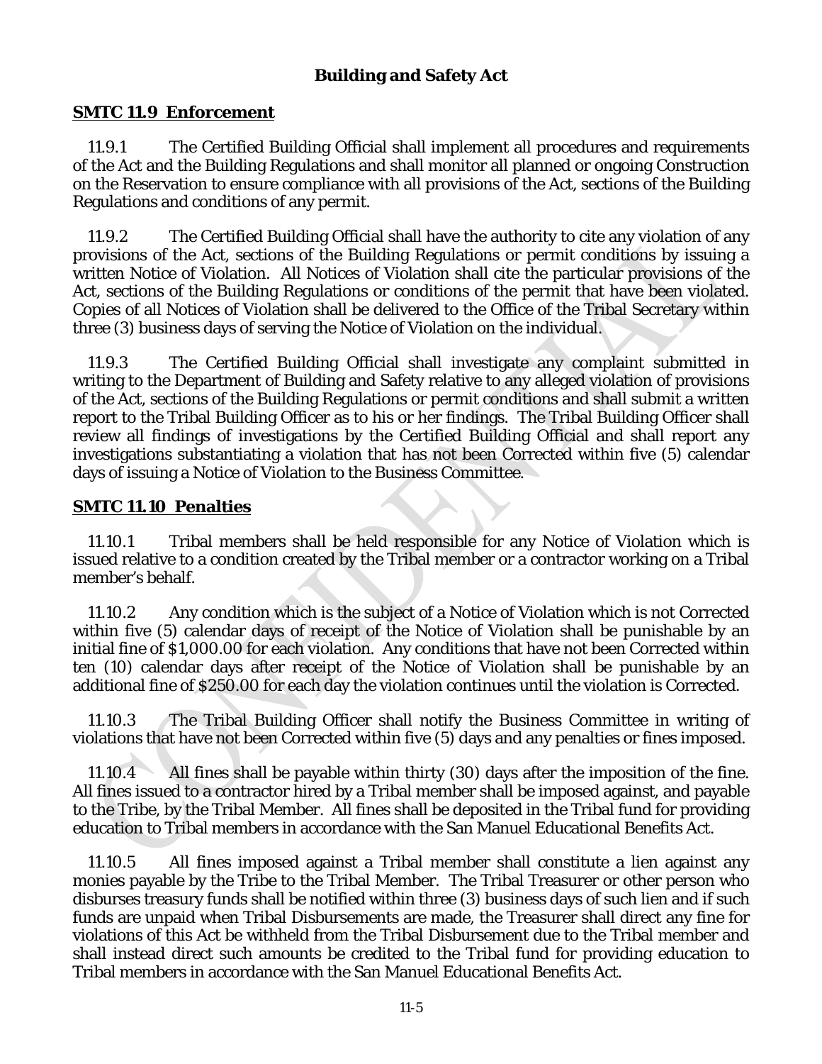## Building and Safety Act

### SMTC 11.9 Enforcement

11.9.1 The Certified Building Official shall implement all procedures and requirements of the Act and the Building Regulations and shall monitor all planned or ongoing Construction on the Reservation to ensure compliance with all provisions of the Act, sections of the Building Regulations and conditions of any permit.

11.9.2 The Certified Building Official shall have the authority to cite any violation of any provisions of the Act, sections of the Building Regulations or permit conditions by issuing a written Notice of Violation. All Notices of Violation shall cite the particular provisions of the Act, sections of the Building Regulations or conditions of the permit that have been violated. Copies of all Notices of Violation shall be delivered to the Office of the Tribal Secretary within three (3) business days of serving the Notice of Violation on the individual.

11.9.3 The Certified Building Official shall investigate any complaint submitted in writing to the Department of Building and Safety relative to any alleged violation of provisions of the Act, sections of the Building Regulations or permit conditions and shall submit a written report to the Tribal Building Officer as to his or her findings. The Tribal Building Officer shall review all findings of investigations by the Certified Building Official and shall report any investigations substantiating a violation that has not been Corrected within five (5) calendar days of issuing a Notice of Violation to the Business Committee.

### SMTC 11.10 Penalties

11.10.1 Tribal members shall be held responsible for any Notice of Violation which is issued relative to a condition created by the Tribal member or a contractor working on a Tribal member's behalf.

11.10.2 Any condition which is the subject of a Notice of Violation which is not Corrected within five (5) calendar days of receipt of the Notice of Violation shall be punishable by an initial fine of $1,000.00 for each violation. Any conditions that have not been Corrected within ten (10) calendar days after receipt of the Notice of Violation shall be punishable by an additional fine of $250.00 for each day the violation continues until the violation is Corrected.

11.10.3 The Tribal Building Officer shall notify the Business Committee in writing of violations that have not been Corrected within five (5) days and any penalties or fines imposed.

11.10.4 All fines shall be payable within thirty (30) days after the imposition of the fine. All fines issued to a contractor hired by a Tribal member shall be imposed against, and payable to the Tribe, by the Tribal Member. All fines shall be deposited in the Tribal fund for providing education to Tribal members in accordance with the San Manuel Educational Benefits Act.

11.10.5 All fines imposed against a Tribal member shall constitute a lien against any monies payable by the Tribe to the Tribal Member. The Tribal Treasurer or other person who disburses treasury funds shall be notified within three (3) business days of such lien and if such funds are unpaid when Tribal Disbursements are made, the Treasurer shall direct any fine for violations of this Act be withheld from the Tribal Disbursement due to the Tribal member and shall instead direct such amounts be credited to the Tribal fund for providing education to Tribal members in accordance with the San Manuel Educational Benefits Act.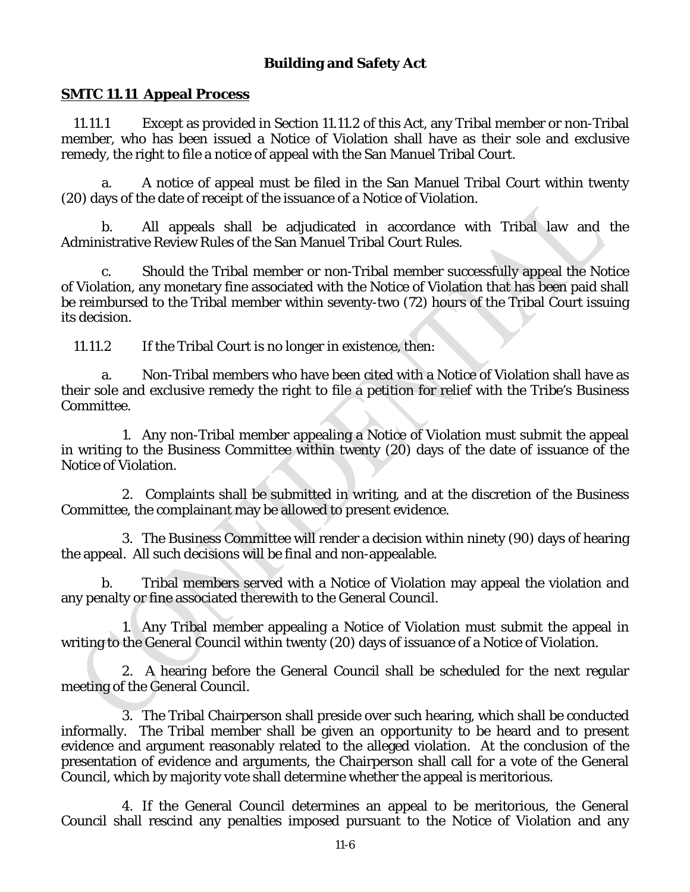## Building and Safety Act

### SMTC 11.11 Appeal Process

11.11.1 Except as provided in Section 11.11.2 of this Act, any Tribal member or non-Tribal member, who has been issued a Notice of Violation shall have as their sole and exclusive remedy, the right to file a notice of appeal with the San Manuel Tribal Court.

a. A notice of appeal must be filed in the San Manuel Tribal Court within twenty (20) days of the date of receipt of the issuance of a Notice of Violation.

b. All appeals shall be adjudicated in accordance with Tribal law and the Administrative Review Rules of the San Manuel Tribal Court Rules.

c. Should the Tribal member or non-Tribal member successfully appeal the Notice of Violation, any monetary fine associated with the Notice of Violation that has been paid shall be reimbursed to the Tribal member within seventy-two (72) hours of the Tribal Court issuing its decision.

11.11.2 If the Tribal Court is no longer in existence, then:

a. Non-Tribal members who have been cited with a Notice of Violation shall have as their sole and exclusive remedy the right to file a petition for relief with the Tribe's Business Committee.

1. Any non-Tribal member appealing a Notice of Violation must submit the appeal in writing to the Business Committee within twenty (20) days of the date of issuance of the Notice of Violation.

2. Complaints shall be submitted in writing, and at the discretion of the Business Committee, the complainant may be allowed to present evidence.

3. The Business Committee will render a decision within ninety (90) days of hearing the appeal. All such decisions will be final and non-appealable.

b. Tribal members served with a Notice of Violation may appeal the violation and any penalty or fine associated therewith to the General Council.

1. Any Tribal member appealing a Notice of Violation must submit the appeal in writing to the General Council within twenty (20) days of issuance of a Notice of Violation.

2. A hearing before the General Council shall be scheduled for the next regular meeting of the General Council.

3. The Tribal Chairperson shall preside over such hearing, which shall be conducted informally. The Tribal member shall be given an opportunity to be heard and to present evidence and argument reasonably related to the alleged violation. At the conclusion of the presentation of evidence and arguments, the Chairperson shall call for a vote of the General Council, which by majority vote shall determine whether the appeal is meritorious.

4. If the General Council determines an appeal to be meritorious, the General Council shall rescind any penalties imposed pursuant to the Notice of Violation and any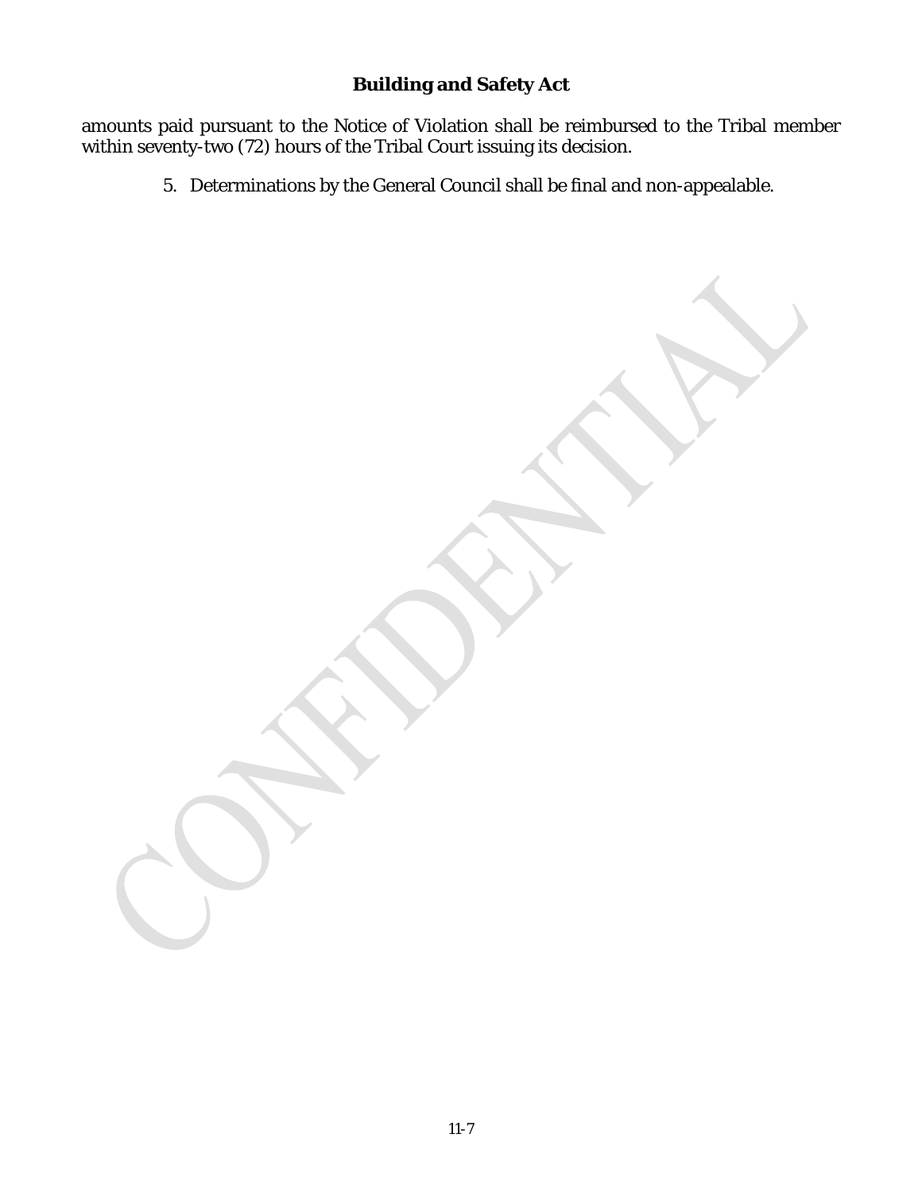amounts paid pursuant to the Notice of Violation shall be reimbursed to the Tribal member within seventy-two (72) hours of the Tribal Court issuing its decision.

5. Determinations by the General Council shall be final and non-appealable.